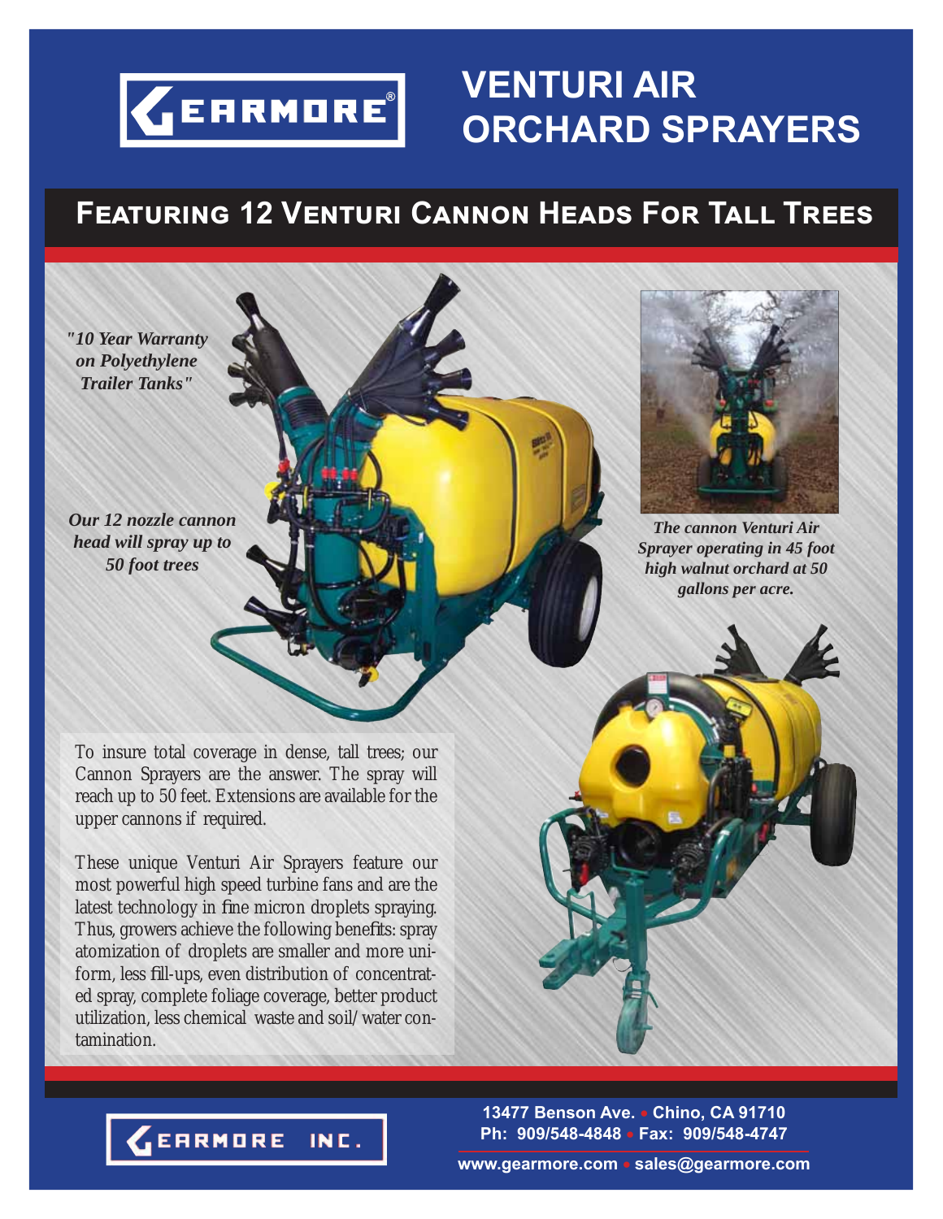# GEARMORE®

# VENTURI AIR ORCHARD SPRAYERS

## Featuring 12 Venturi Cannon Heads For Tall Trees

*"10 Year Warranty on Polyethylene Trailer Tanks"*

*Our 12 nozzle cannon head will spray up to 50 foot trees*

*The cannon Venturi Air Sprayer operating in 45 foot high walnut orchard at 50 gallons per acre.*

To insure total coverage in dense, tall trees; our Cannon Sprayers are the answer. The spray will reach up to 50 feet. Extensions are available for the upper cannons if required.

These unique Venturi Air Sprayers feature our most powerful high speed turbine fans and are the latest technology in fine micron droplets spraying. Thus, growers achieve the following benefits: spray atomization of droplets are smaller and more uniform, less fill-ups, even distribution of concentrated spray, complete foliage coverage, better product utilization, less chemical waste and soil/ water contamination.

GEARMORE INC.

13477 Benson Ave. • Chino, CA 91710
Ph: 909/548-4848 • Fax: 909/548-4747
www.gearmore.com • sales@gearmore.com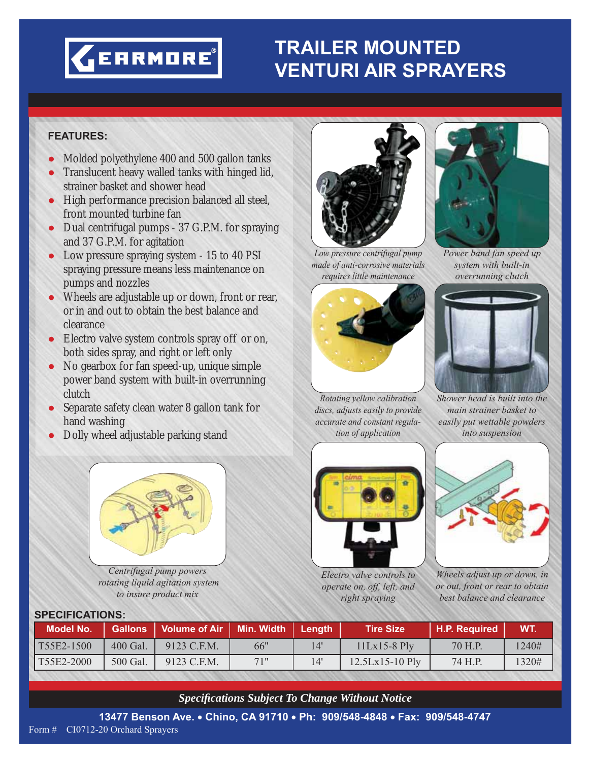# GEARMORE®

# TRAILER MOUNTED VENTURI AIR SPRAYERS

## FEATURES:

- Molded polyethylene 400 and 500 gallon tanks
- Translucent heavy walled tanks with hinged lid, strainer basket and shower head
- High performance precision balanced all steel, front mounted turbine fan
- Dual centrifugal pumps - 37 G.P.M. for spraying and 37 G.P.M. for agitation
- Low pressure spraying system - 15 to 40 PSI spraying pressure means less maintenance on pumps and nozzles
- Wheels are adjustable up or down, front or rear, or in and out to obtain the best balance and clearance
- Electro valve system controls spray off or on, both sides spray, and right or left only
- No gearbox for fan speed-up, unique simple power band system with built-in overrunning clutch
- Separate safety clean water 8 gallon tank for hand washing
- Dolly wheel adjustable parking stand

*Low pressure centrifugal pump made of anti-corrosive materials requires little maintenance*

*Power band fan speed up system with built-in overrunning clutch*

*Rotating yellow calibration discs, adjusts easily to provide accurate and constant regulation of application*

*Shower head is built into the main strainer basket to easily put wettable powders into suspension*

*Centrifugal pump powers rotating liquid agitation system to insure product mix*

*Electro valve controls to operate on, off, left, and right spraying*

*Wheels adjust up or down, in or out, front or rear to obtain best balance and clearance*

## SPECIFICATIONS:

| Model No. | Gallons | Volume of Air | Min. Width | Length | Tire Size | H.P. Required | WT. |
|---|---|---|---|---|---|---|---|
| T55E2-1500 | 400 Gal. | 9123 C.F.M. | 66" | 14' | 11Lx15-8 Ply | 70 H.P. | 1240# |
| T55E2-2000 | 500 Gal. | 9123 C.F.M. | 71" | 14' | 12.5Lx15-10 Ply | 74 H.P. | 1320# |

***Specifications Subject To Change Without Notice***

**13477 Benson Ave. • Chino, CA 91710 • Ph: 909/548-4848 • Fax: 909/548-4747**

Form # CI0712-20 Orchard Sprayers